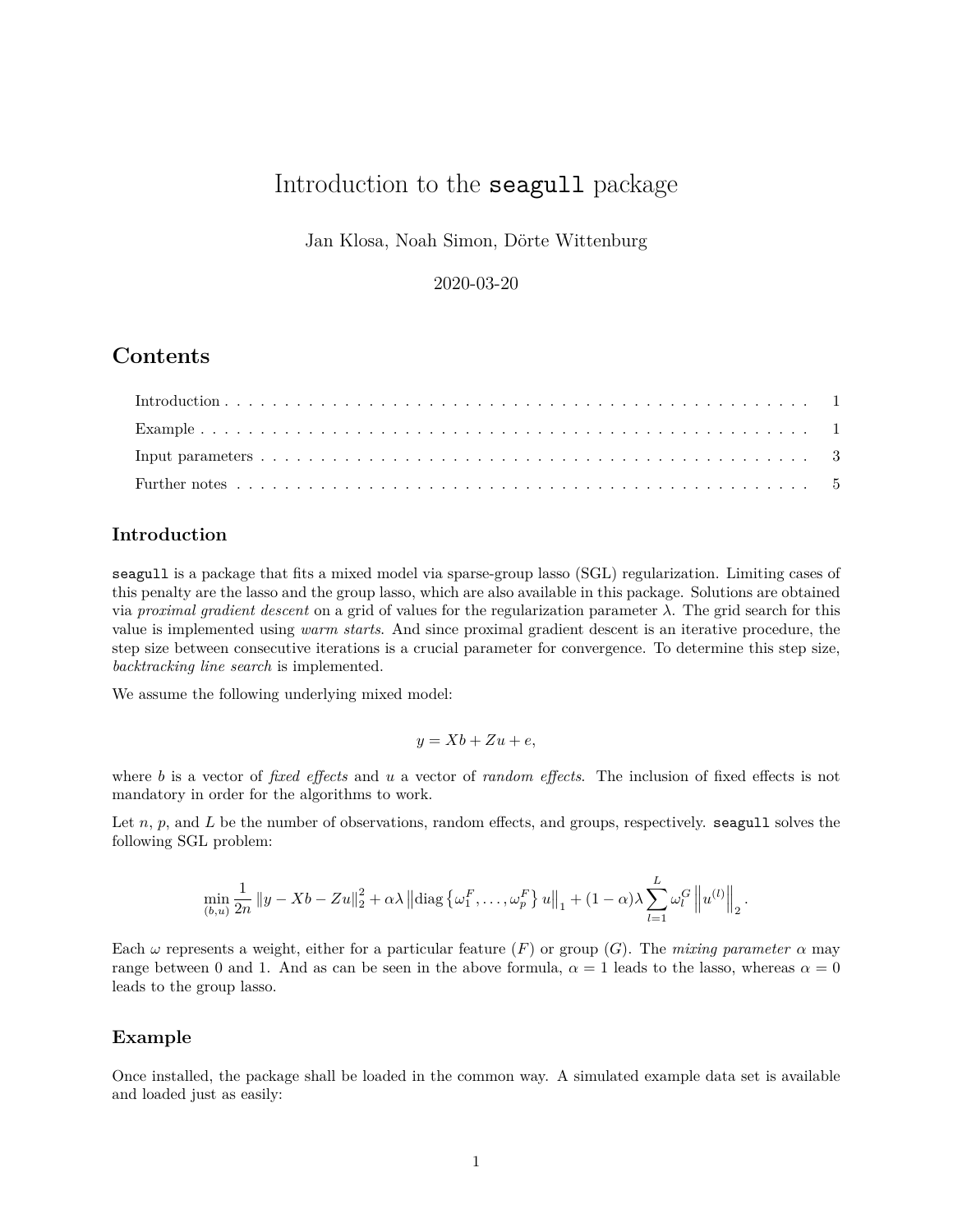# Introduction to the `seagull` package

Jan Klosa, Noah Simon, Dörte Wittenburg

2020-03-20

## Contents

- Introduction . . . 1
- Example . . . 1
- Input parameters . . . 3
- Further notes . . . 5

## Introduction

`seagull` is a package that fits a mixed model via sparse-group lasso (SGL) regularization. Limiting cases of this penalty are the lasso and the group lasso, which are also available in this package. Solutions are obtained via *proximal gradient descent* on a grid of values for the regularization parameter $\lambda$. The grid search for this value is implemented using *warm starts*. And since proximal gradient descent is an iterative procedure, the step size between consecutive iterations is a crucial parameter for convergence. To determine this step size, *backtracking line search* is implemented.

We assume the following underlying mixed model:

$$y = Xb + Zu + e,$$

where $b$ is a vector of *fixed effects* and $u$ a vector of *random effects*. The inclusion of fixed effects is not mandatory in order for the algorithms to work.

Let $n$, $p$, and $L$ be the number of observations, random effects, and groups, respectively. `seagull` solves the following SGL problem:

$$\min_{(b,u)} \frac{1}{2n} \left\| y - Xb - Zu \right\|_2^2 + \alpha\lambda \left\| \mathrm{diag}\left\{ \omega_1^F, \ldots, \omega_p^F \right\} u \right\|_1 + (1-\alpha)\lambda \sum_{l=1}^{L} \omega_l^G \left\| u^{(l)} \right\|_2 .$$

Each $\omega$ represents a weight, either for a particular feature ($F$) or group ($G$). The *mixing parameter* $\alpha$ may range between 0 and 1. And as can be seen in the above formula, $\alpha = 1$ leads to the lasso, whereas $\alpha = 0$ leads to the group lasso.

## Example

Once installed, the package shall be loaded in the common way. A simulated example data set is available and loaded just as easily: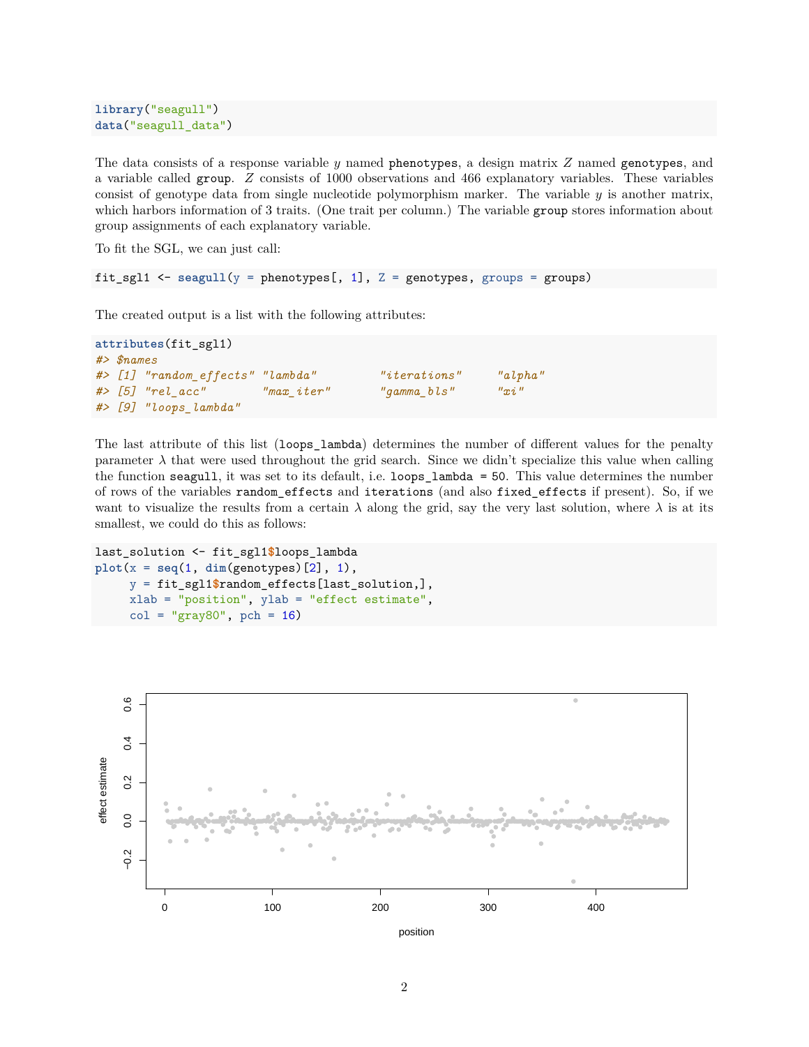```r
library("seagull")
data("seagull_data")
```

The data consists of a response variable $y$ named `phenotypes`, a design matrix $Z$ named `genotypes`, and a variable called `group`. $Z$ consists of 1000 observations and 466 explanatory variables. These variables consist of genotype data from single nucleotide polymorphism marker. The variable $y$ is another matrix, which harbors information of 3 traits. (One trait per column.) The variable `group` stores information about group assignments of each explanatory variable.

To fit the SGL, we can just call:

```r
fit_sgl1 <- seagull(y = phenotypes[, 1], Z = genotypes, groups = groups)
```

The created output is a list with the following attributes:

```r
attributes(fit_sgl1)
#> $names
#> [1] "random_effects" "lambda"         "iterations"     "alpha"
#> [5] "rel_acc"        "max_iter"       "gamma_bls"      "xi"
#> [9] "loops_lambda"
```

The last attribute of this list (`loops_lambda`) determines the number of different values for the penalty parameter $\lambda$ that were used throughout the grid search. Since we didn't specialize this value when calling the function `seagull`, it was set to its default, i.e. `loops_lambda = 50`. This value determines the number of rows of the variables `random_effects` and `iterations` (and also `fixed_effects` if present). So, if we want to visualize the results from a certain $\lambda$ along the grid, say the very last solution, where $\lambda$ is at its smallest, we could do this as follows:

```r
last_solution <- fit_sgl1$loops_lambda
plot(x = seq(1, dim(genotypes)[2], 1),
     y = fit_sgl1$random_effects[last_solution,],
     xlab = "position", ylab = "effect estimate",
     col = "gray80", pch = 16)
```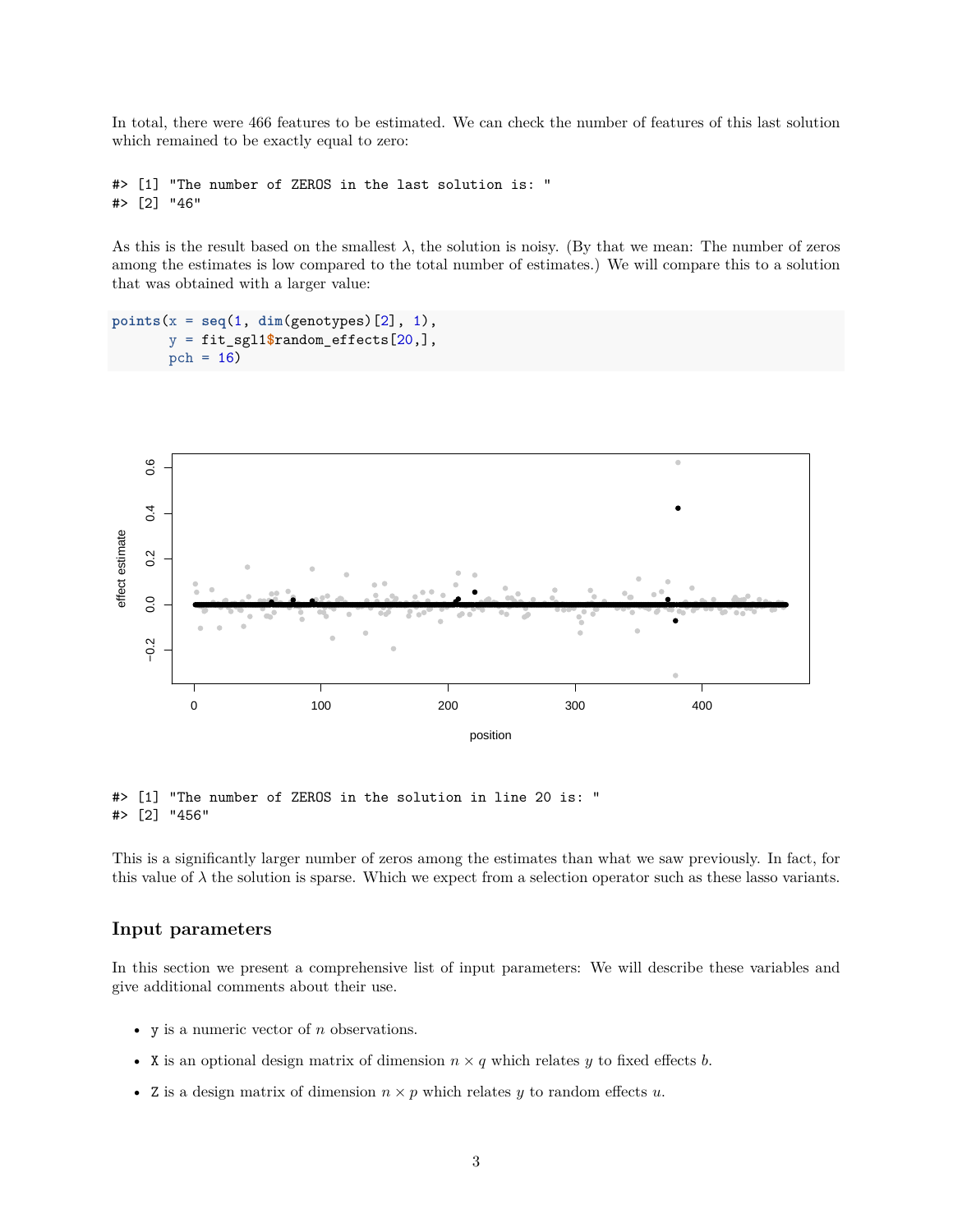In total, there were 466 features to be estimated. We can check the number of features of this last solution which remained to be exactly equal to zero:

```
#> [1] "The number of ZEROS in the last solution is: "
#> [2] "46"
```

As this is the result based on the smallest $\lambda$, the solution is noisy. (By that we mean: The number of zeros among the estimates is low compared to the total number of estimates.) We will compare this to a solution that was obtained with a larger value:

```
points(x = seq(1, dim(genotypes)[2], 1),
       y = fit_sgl1$random_effects[20,],
       pch = 16)
```

```
#> [1] "The number of ZEROS in the solution in line 20 is: "
#> [2] "456"
```

This is a significantly larger number of zeros among the estimates than what we saw previously. In fact, for this value of $\lambda$ the solution is sparse. Which we expect from a selection operator such as these lasso variants.

## Input parameters

In this section we present a comprehensive list of input parameters: We will describe these variables and give additional comments about their use.

- `y` is a numeric vector of $n$ observations.
- `X` is an optional design matrix of dimension $n \times q$ which relates $y$ to fixed effects $b$.
- `Z` is a design matrix of dimension $n \times p$ which relates $y$ to random effects $u$.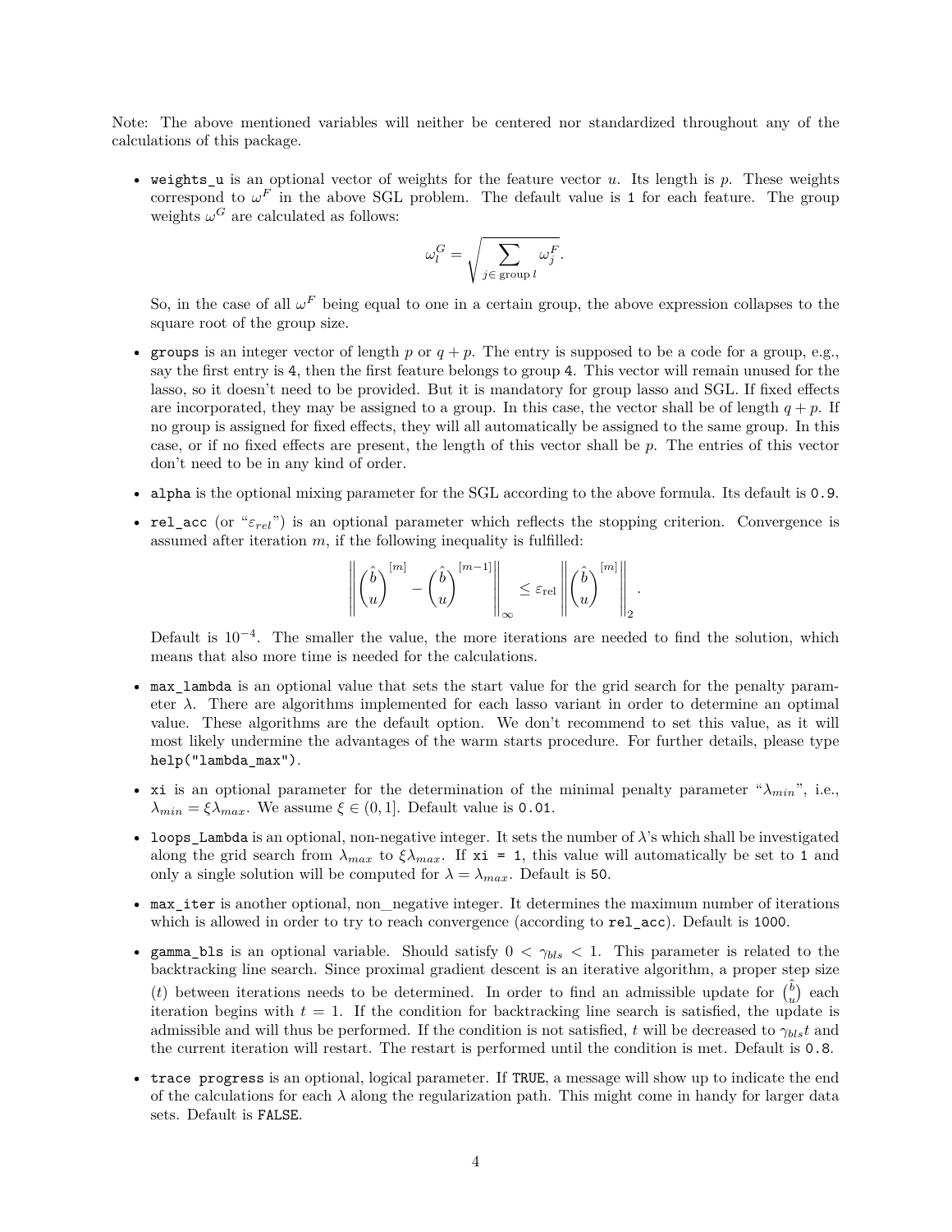Note: The above mentioned variables will neither be centered nor standardized throughout any of the calculations of this package.

- `weights_u` is an optional vector of weights for the feature vector $u$. Its length is $p$. These weights correspond to $\omega^F$ in the above SGL problem. The default value is `1` for each feature. The group weights $\omega^G$ are calculated as follows:

$$\omega_l^G = \sqrt{\sum_{j \in \text{ group } l} \omega_j^F}.$$

  So, in the case of all $\omega^F$ being equal to one in a certain group, the above expression collapses to the square root of the group size.

- `groups` is an integer vector of length $p$ or $q+p$. The entry is supposed to be a code for a group, e.g., say the first entry is `4`, then the first feature belongs to group `4`. This vector will remain unused for the lasso, so it doesn't need to be provided. But it is mandatory for group lasso and SGL. If fixed effects are incorporated, they may be assigned to a group. In this case, the vector shall be of length $q+p$. If no group is assigned for fixed effects, they will all automatically be assigned to the same group. In this case, or if no fixed effects are present, the length of this vector shall be $p$. The entries of this vector don't need to be in any kind of order.

- `alpha` is the optional mixing parameter for the SGL according to the above formula. Its default is `0.9`.

- `rel_acc` (or "$\varepsilon_{rel}$") is an optional parameter which reflects the stopping criterion. Convergence is assumed after iteration $m$, if the following inequality is fulfilled:

$$\left\| \begin{pmatrix} \hat{b} \\ u \end{pmatrix}^{[m]} - \begin{pmatrix} \hat{b} \\ u \end{pmatrix}^{[m-1]} \right\|_\infty \leq \varepsilon_{\text{rel}} \left\| \begin{pmatrix} \hat{b} \\ u \end{pmatrix}^{[m]} \right\|_2 .$$

  Default is $10^{-4}$. The smaller the value, the more iterations are needed to find the solution, which means that also more time is needed for the calculations.

- `max_lambda` is an optional value that sets the start value for the grid search for the penalty parameter $\lambda$. There are algorithms implemented for each lasso variant in order to determine an optimal value. These algorithms are the default option. We don't recommend to set this value, as it will most likely undermine the advantages of the warm starts procedure. For further details, please type `help("lambda_max")`.

- `xi` is an optional parameter for the determination of the minimal penalty parameter "$\lambda_{min}$", i.e., $\lambda_{min} = \xi\lambda_{max}$. We assume $\xi \in (0, 1]$. Default value is `0.01`.

- `loops_Lambda` is an optional, non-negative integer. It sets the number of $\lambda$'s which shall be investigated along the grid search from $\lambda_{max}$ to $\xi\lambda_{max}$. If `xi = 1`, this value will automatically be set to `1` and only a single solution will be computed for $\lambda = \lambda_{max}$. Default is `50`.

- `max_iter` is another optional, non_negative integer. It determines the maximum number of iterations which is allowed in order to try to reach convergence (according to `rel_acc`). Default is `1000`.

- `gamma_bls` is an optional variable. Should satisfy $0 < \gamma_{bls} < 1$. This parameter is related to the backtracking line search. Since proximal gradient descent is an iterative algorithm, a proper step size ($t$) between iterations needs to be determined. In order to find an admissible update for $\binom{\hat{b}}{u}$ each iteration begins with $t = 1$. If the condition for backtracking line search is satisfied, the update is admissible and will thus be performed. If the condition is not satisfied, $t$ will be decreased to $\gamma_{bls}t$ and the current iteration will restart. The restart is performed until the condition is met. Default is `0.8`.

- `trace progress` is an optional, logical parameter. If `TRUE`, a message will show up to indicate the end of the calculations for each $\lambda$ along the regularization path. This might come in handy for larger data sets. Default is `FALSE`.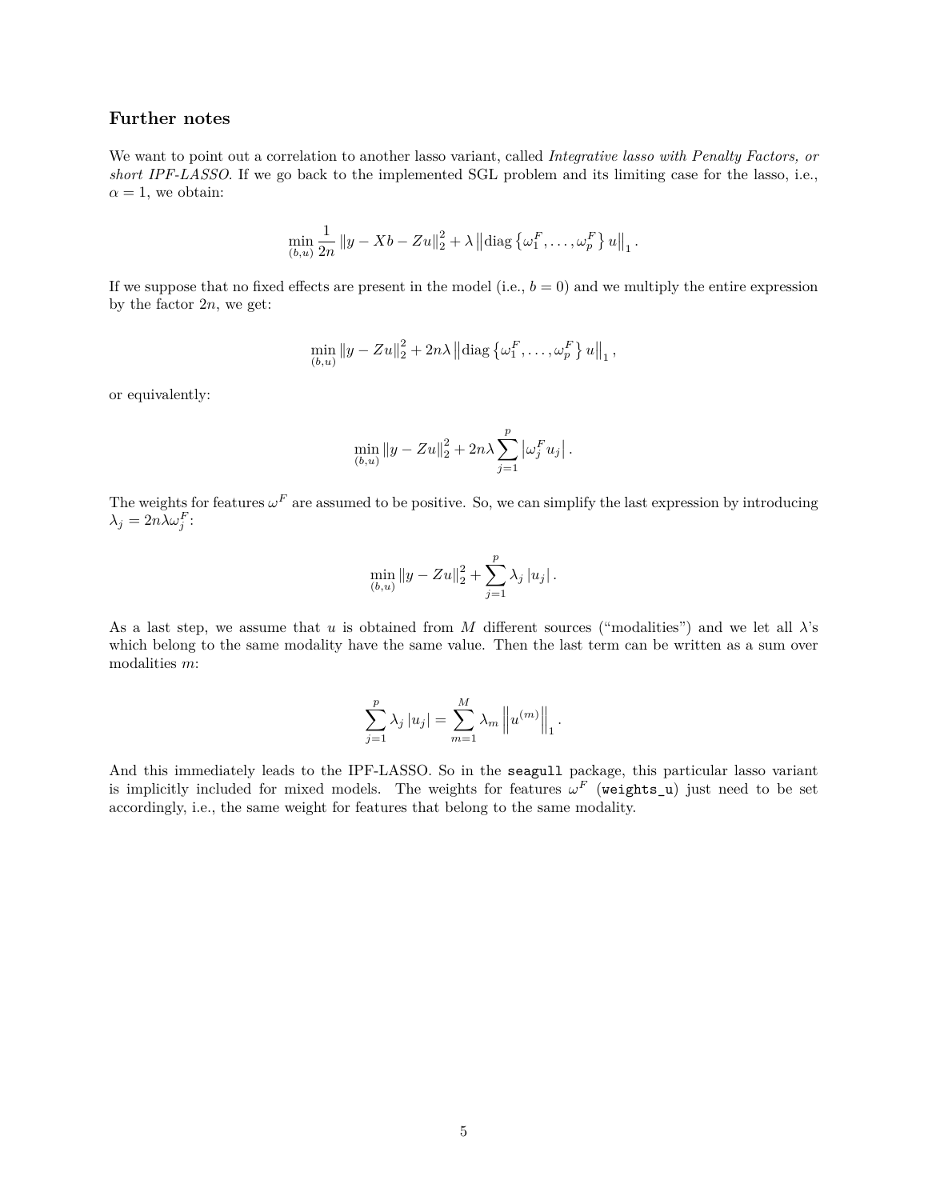## Further notes

We want to point out a correlation to another lasso variant, called *Integrative lasso with Penalty Factors, or short IPF-LASSO*. If we go back to the implemented SGL problem and its limiting case for the lasso, i.e., $\alpha = 1$, we obtain:

$$\min_{(b,u)} \frac{1}{2n} \|y - Xb - Zu\|_2^2 + \lambda \left\| \text{diag}\left\{\omega_1^F, \ldots, \omega_p^F\right\} u \right\|_1 .$$

If we suppose that no fixed effects are present in the model (i.e., $b = 0$) and we multiply the entire expression by the factor $2n$, we get:

$$\min_{(b,u)} \|y - Zu\|_2^2 + 2n\lambda \left\| \text{diag}\left\{\omega_1^F, \ldots, \omega_p^F\right\} u \right\|_1 ,$$

or equivalently:

$$\min_{(b,u)} \|y - Zu\|_2^2 + 2n\lambda \sum_{j=1}^{p} \left|\omega_j^F u_j\right| .$$

The weights for features $\omega^F$ are assumed to be positive. So, we can simplify the last expression by introducing $\lambda_j = 2n\lambda\omega_j^F$:

$$\min_{(b,u)} \|y - Zu\|_2^2 + \sum_{j=1}^{p} \lambda_j \left|u_j\right| .$$

As a last step, we assume that $u$ is obtained from $M$ different sources ("modalities") and we let all $\lambda$'s which belong to the same modality have the same value. Then the last term can be written as a sum over modalities $m$:

$$\sum_{j=1}^{p} \lambda_j \left|u_j\right| = \sum_{m=1}^{M} \lambda_m \left\| u^{(m)} \right\|_1 .$$

And this immediately leads to the IPF-LASSO. So in the `seagull` package, this particular lasso variant is implicitly included for mixed models. The weights for features $\omega^F$ (`weights_u`) just need to be set accordingly, i.e., the same weight for features that belong to the same modality.